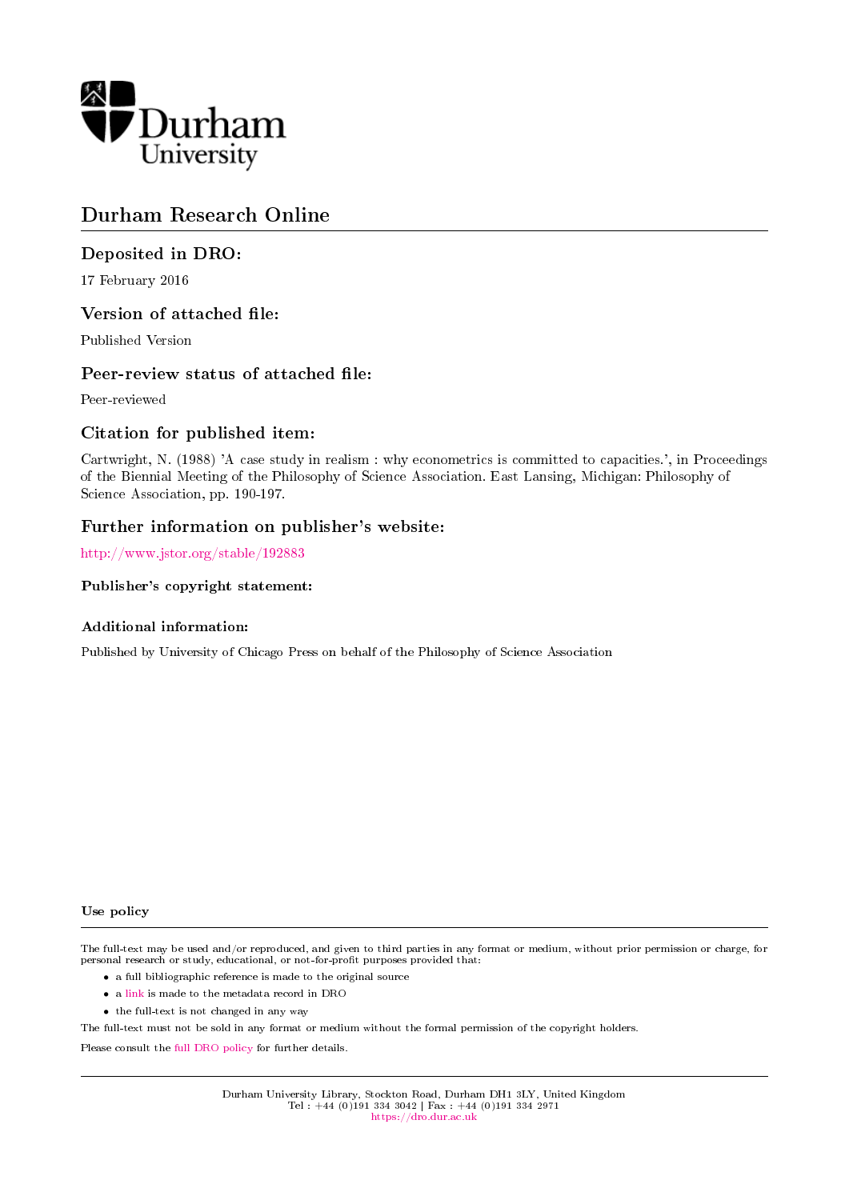Durham University

# Durham Research Online

## Deposited in DRO:

17 February 2016

## Version of attached file:

Published Version

## Peer-review status of attached file:

Peer-reviewed

## Citation for published item:

Cartwright, N. (1988) 'A case study in realism : why econometrics is committed to capacities.', in Proceedings of the Biennial Meeting of the Philosophy of Science Association. East Lansing, Michigan: Philosophy of Science Association, pp. 190-197.

## Further information on publisher's website:

http://www.jstor.org/stable/192883

### Publisher's copyright statement:

### Additional information:

Published by University of Chicago Press on behalf of the Philosophy of Science Association

### Use policy

The full-text may be used and/or reproduced, and given to third parties in any format or medium, without prior permission or charge, for personal research or study, educational, or not-for-profit purposes provided that:

- a full bibliographic reference is made to the original source
- a link is made to the metadata record in DRO
- the full-text is not changed in any way

The full-text must not be sold in any format or medium without the formal permission of the copyright holders.

Please consult the full DRO policy for further details.

Durham University Library, Stockton Road, Durham DH1 3LY, United Kingdom
Tel : +44 (0)191 334 3042 | Fax : +44 (0)191 334 2971
https://dro.dur.ac.uk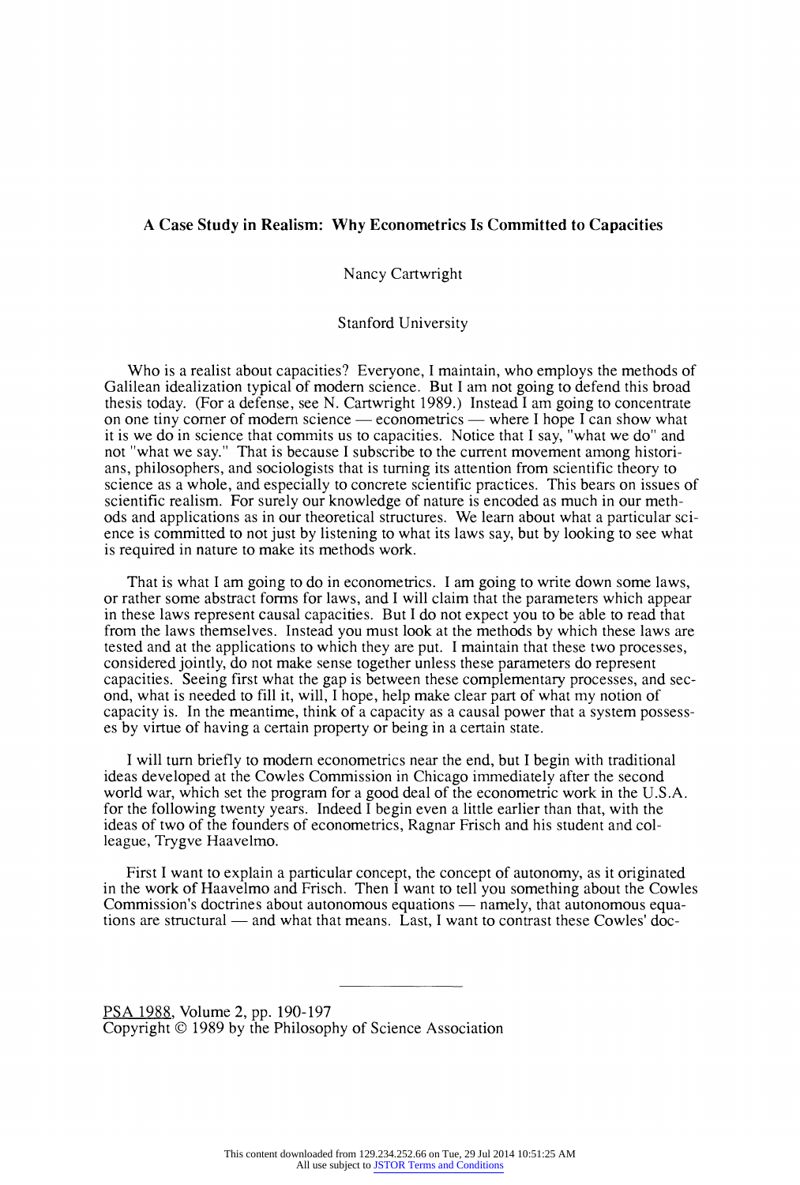# A Case Study in Realism: Why Econometrics Is Committed to Capacities

Nancy Cartwright

Stanford University

Who is a realist about capacities? Everyone, I maintain, who employs the methods of Galilean idealization typical of modern science. But I am not going to defend this broad thesis today. (For a defense, see N. Cartwright 1989.) Instead I am going to concentrate on one tiny corner of modern science — econometrics — where I hope I can show what it is we do in science that commits us to capacities. Notice that I say, "what we do" and not "what we say." That is because I subscribe to the current movement among historians, philosophers, and sociologists that is turning its attention from scientific theory to science as a whole, and especially to concrete scientific practices. This bears on issues of scientific realism. For surely our knowledge of nature is encoded as much in our methods and applications as in our theoretical structures. We learn about what a particular science is committed to not just by listening to what its laws say, but by looking to see what is required in nature to make its methods work.

That is what I am going to do in econometrics. I am going to write down some laws, or rather some abstract forms for laws, and I will claim that the parameters which appear in these laws represent causal capacities. But I do not expect you to be able to read that from the laws themselves. Instead you must look at the methods by which these laws are tested and at the applications to which they are put. I maintain that these two processes, considered jointly, do not make sense together unless these parameters do represent capacities. Seeing first what the gap is between these complementary processes, and second, what is needed to fill it, will, I hope, help make clear part of what my notion of capacity is. In the meantime, think of a capacity as a causal power that a system possesses by virtue of having a certain property or being in a certain state.

I will turn briefly to modern econometrics near the end, but I begin with traditional ideas developed at the Cowles Commission in Chicago immediately after the second world war, which set the program for a good deal of the econometric work in the U.S.A. for the following twenty years. Indeed I begin even a little earlier than that, with the ideas of two of the founders of econometrics, Ragnar Frisch and his student and colleague, Trygve Haavelmo.

First I want to explain a particular concept, the concept of autonomy, as it originated in the work of Haavelmo and Frisch. Then I want to tell you something about the Cowles Commission's doctrines about autonomous equations — namely, that autonomous equations are structural — and what that means. Last, I want to contrast these Cowles' doc-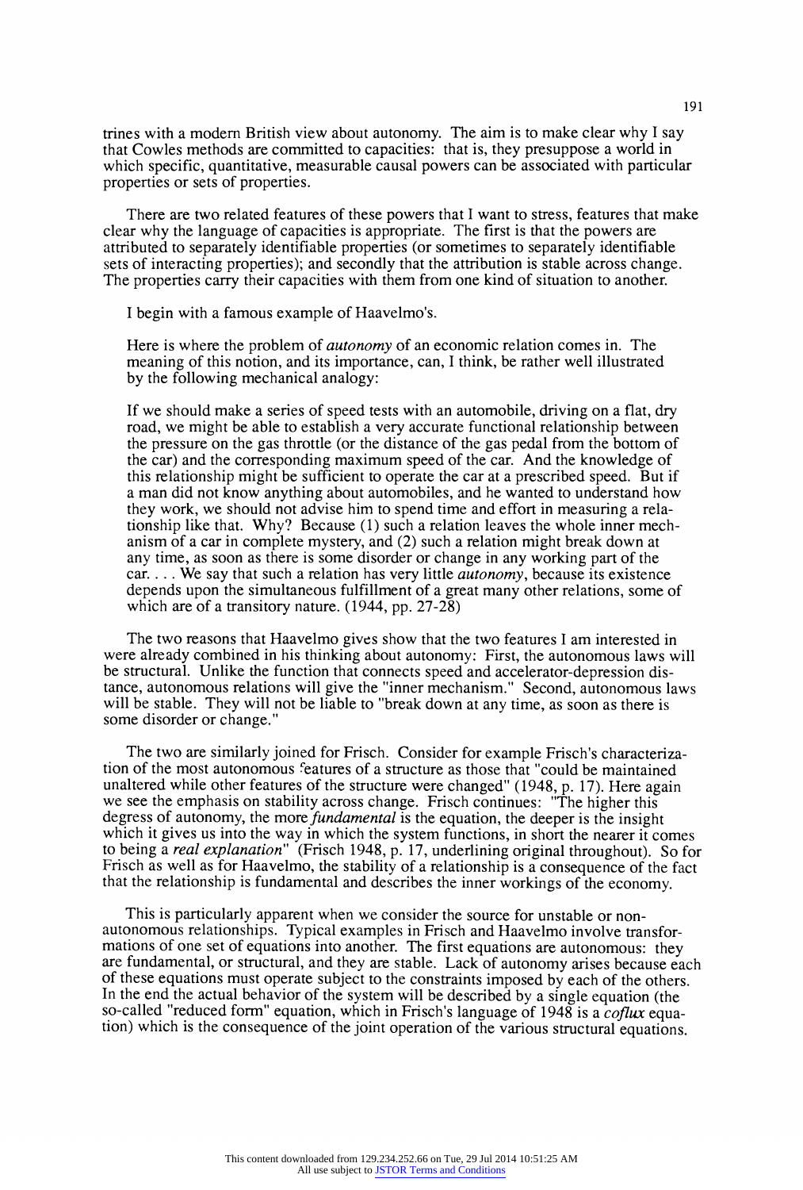trines with a modern British view about autonomy. The aim is to make clear why I say that Cowles methods are committed to capacities: that is, they presuppose a world in which specific, quantitative, measurable causal powers can be associated with particular properties or sets of properties.

There are two related features of these powers that I want to stress, features that make clear why the language of capacities is appropriate. The first is that the powers are attributed to separately identifiable properties (or sometimes to separately identifiable sets of interacting properties); and secondly that the attribution is stable across change. The properties carry their capacities with them from one kind of situation to another.

I begin with a famous example of Haavelmo's.

> Here is where the problem of *autonomy* of an economic relation comes in. The meaning of this notion, and its importance, can, I think, be rather well illustrated by the following mechanical analogy:
>
> If we should make a series of speed tests with an automobile, driving on a flat, dry road, we might be able to establish a very accurate functional relationship between the pressure on the gas throttle (or the distance of the gas pedal from the bottom of the car) and the corresponding maximum speed of the car. And the knowledge of this relationship might be sufficient to operate the car at a prescribed speed. But if a man did not know anything about automobiles, and he wanted to understand how they work, we should not advise him to spend time and effort in measuring a relationship like that. Why? Because (1) such a relation leaves the whole inner mechanism of a car in complete mystery, and (2) such a relation might break down at any time, as soon as there is some disorder or change in any working part of the car. . . . We say that such a relation has very little *autonomy*, because its existence depends upon the simultaneous fulfillment of a great many other relations, some of which are of a transitory nature. (1944, pp. 27-28)

The two reasons that Haavelmo gives show that the two features I am interested in were already combined in his thinking about autonomy: First, the autonomous laws will be structural. Unlike the function that connects speed and accelerator-depression distance, autonomous relations will give the "inner mechanism." Second, autonomous laws will be stable. They will not be liable to "break down at any time, as soon as there is some disorder or change."

The two are similarly joined for Frisch. Consider for example Frisch's characterization of the most autonomous features of a structure as those that "could be maintained unaltered while other features of the structure were changed" (1948, p. 17). Here again we see the emphasis on stability across change. Frisch continues: "The higher this degress of autonomy, the more *fundamental* is the equation, the deeper is the insight which it gives us into the way in which the system functions, in short the nearer it comes to being a *real explanation*" (Frisch 1948, p. 17, underlining original throughout). So for Frisch as well as for Haavelmo, the stability of a relationship is a consequence of the fact that the relationship is fundamental and describes the inner workings of the economy.

This is particularly apparent when we consider the source for unstable or non-autonomous relationships. Typical examples in Frisch and Haavelmo involve transformations of one set of equations into another. The first equations are autonomous: they are fundamental, or structural, and they are stable. Lack of autonomy arises because each of these equations must operate subject to the constraints imposed by each of the others. In the end the actual behavior of the system will be described by a single equation (the so-called "reduced form" equation, which in Frisch's language of 1948 is a *coflux* equation) which is the consequence of the joint operation of the various structural equations.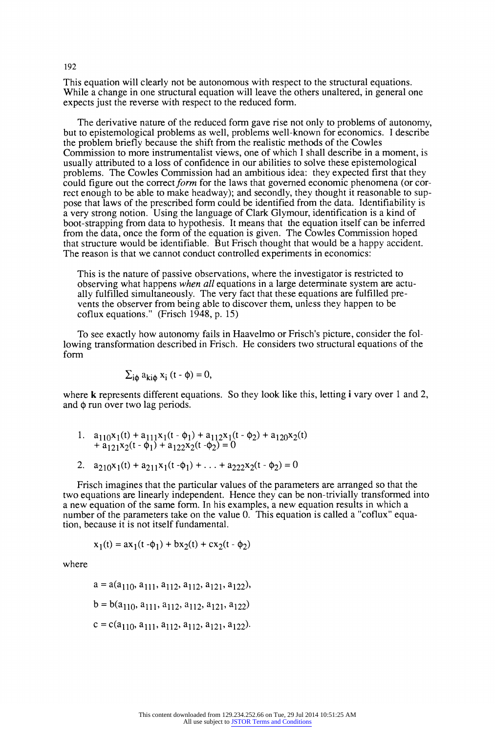This equation will clearly not be autonomous with respect to the structural equations. While a change in one structural equation will leave the others unaltered, in general one expects just the reverse with respect to the reduced form.

The derivative nature of the reduced form gave rise not only to problems of autonomy, but to epistemological problems as well, problems well-known for economics. I describe the problem briefly because the shift from the realistic methods of the Cowles Commission to more instrumentalist views, one of which I shall describe in a moment, is usually attributed to a loss of confidence in our abilities to solve these epistemological problems. The Cowles Commission had an ambitious idea: they expected first that they could figure out the correct *form* for the laws that governed economic phenomena (or correct enough to be able to make headway); and secondly, they thought it reasonable to suppose that laws of the prescribed form could be identified from the data. Identifiability is a very strong notion. Using the language of Clark Glymour, identification is a kind of boot-strapping from data to hypothesis. It means that the equation itself can be inferred from the data, once the form of the equation is given. The Cowles Commission hoped that structure would be identifiable. But Frisch thought that would be a happy accident. The reason is that we cannot conduct controlled experiments in economics:

> This is the nature of passive observations, where the investigator is restricted to observing what happens *when all* equations in a large determinate system are actually fulfilled simultaneously. The very fact that these equations are fulfilled prevents the observer from being able to discover them, unless they happen to be coflux equations." (Frisch 1948, p. 15)

To see exactly how autonomy fails in Haavelmo or Frisch's picture, consider the following transformation described in Frisch. He considers two structural equations of the form

$$\Sigma_{i\phi}\, a_{ki\phi}\, x_i\,(t - \phi) = 0,$$

where **k** represents different equations. So they look like this, letting **i** vary over 1 and 2, and $\phi$ run over two lag periods.

1. $a_{110}x_1(t) + a_{111}x_1(t - \phi_1) + a_{112}x_1(t - \phi_2) + a_{120}x_2(t) + a_{121}x_2(t - \phi_1) + a_{122}x_2(t - \phi_2) = 0$

2. $a_{210}x_1(t) + a_{211}x_1(t - \phi_1) + \ldots + a_{222}x_2(t - \phi_2) = 0$

Frisch imagines that the particular values of the parameters are arranged so that the two equations are linearly independent. Hence they can be non-trivially transformed into a new equation of the same form. In his examples, a new equation results in which a number of the parameters take on the value 0. This equation is called a "coflux" equation, because it is not itself fundamental.

$$x_1(t) = ax_1(t - \phi_1) + bx_2(t) + cx_2(t - \phi_2)$$

where

$$a = a(a_{110}, a_{111}, a_{112}, a_{112}, a_{121}, a_{122}),$$

$$b = b(a_{110}, a_{111}, a_{112}, a_{112}, a_{121}, a_{122})$$

$$c = c(a_{110}, a_{111}, a_{112}, a_{112}, a_{121}, a_{122}).$$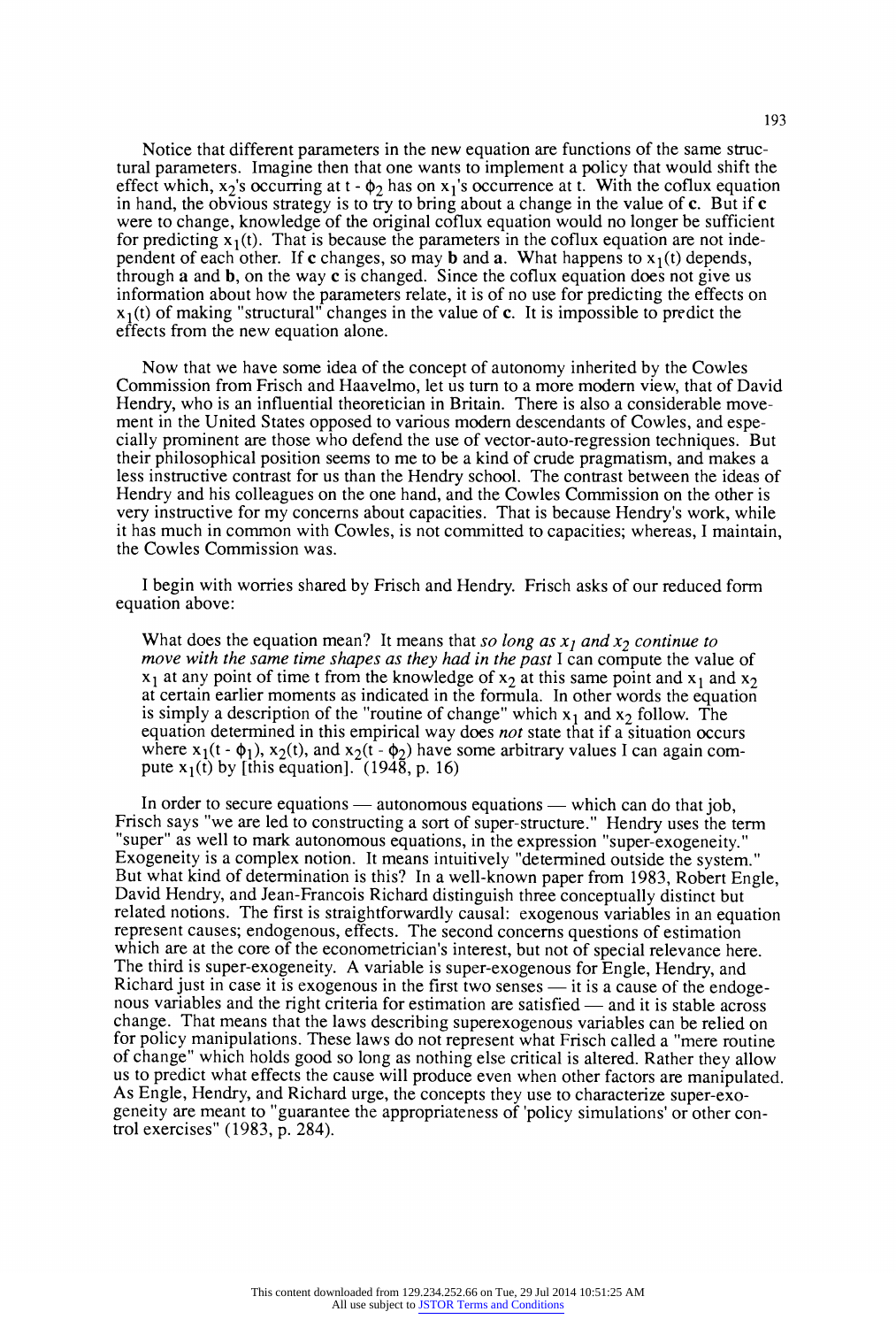Notice that different parameters in the new equation are functions of the same structural parameters. Imagine then that one wants to implement a policy that would shift the effect which, $x_2$'s occurring at $t - \phi_2$ has on $x_1$'s occurrence at t. With the coflux equation in hand, the obvious strategy is to try to bring about a change in the value of **c**. But if **c** were to change, knowledge of the original coflux equation would no longer be sufficient for predicting $x_1(t)$. That is because the parameters in the coflux equation are not independent of each other. If **c** changes, so may **b** and **a**. What happens to $x_1(t)$ depends, through **a** and **b**, on the way **c** is changed. Since the coflux equation does not give us information about how the parameters relate, it is of no use for predicting the effects on $x_1(t)$ of making "structural" changes in the value of **c**. It is impossible to predict the effects from the new equation alone.

Now that we have some idea of the concept of autonomy inherited by the Cowles Commission from Frisch and Haavelmo, let us turn to a more modern view, that of David Hendry, who is an influential theoretician in Britain. There is also a considerable movement in the United States opposed to various modern descendants of Cowles, and especially prominent are those who defend the use of vector-auto-regression techniques. But their philosophical position seems to me to be a kind of crude pragmatism, and makes a less instructive contrast for us than the Hendry school. The contrast between the ideas of Hendry and his colleagues on the one hand, and the Cowles Commission on the other is very instructive for my concerns about capacities. That is because Hendry's work, while it has much in common with Cowles, is not committed to capacities; whereas, I maintain, the Cowles Commission was.

I begin with worries shared by Frisch and Hendry. Frisch asks of our reduced form equation above:

> What does the equation mean? It means that *so long as $x_1$ and $x_2$ continue to move with the same time shapes as they had in the past* I can compute the value of $x_1$ at any point of time t from the knowledge of $x_2$ at this same point and $x_1$ and $x_2$ at certain earlier moments as indicated in the formula. In other words the equation is simply a description of the "routine of change" which $x_1$ and $x_2$ follow. The equation determined in this empirical way does *not* state that if a situation occurs where $x_1(t - \phi_1)$, $x_2(t)$, and $x_2(t - \phi_2)$ have some arbitrary values I can again compute $x_1(t)$ by [this equation]. (1948, p. 16)

In order to secure equations — autonomous equations — which can do that job, Frisch says "we are led to constructing a sort of super-structure." Hendry uses the term "super" as well to mark autonomous equations, in the expression "super-exogeneity." Exogeneity is a complex notion. It means intuitively "determined outside the system." But what kind of determination is this? In a well-known paper from 1983, Robert Engle, David Hendry, and Jean-Francois Richard distinguish three conceptually distinct but related notions. The first is straightforwardly causal: exogenous variables in an equation represent causes; endogenous, effects. The second concerns questions of estimation which are at the core of the econometrician's interest, but not of special relevance here. The third is super-exogeneity. A variable is super-exogenous for Engle, Hendry, and Richard just in case it is exogenous in the first two senses — it is a cause of the endogenous variables and the right criteria for estimation are satisfied — and it is stable across change. That means that the laws describing superexogenous variables can be relied on for policy manipulations. These laws do not represent what Frisch called a "mere routine of change" which holds good so long as nothing else critical is altered. Rather they allow us to predict what effects the cause will produce even when other factors are manipulated. As Engle, Hendry, and Richard urge, the concepts they use to characterize super-exogeneity are meant to "guarantee the appropriateness of 'policy simulations' or other control exercises" (1983, p. 284).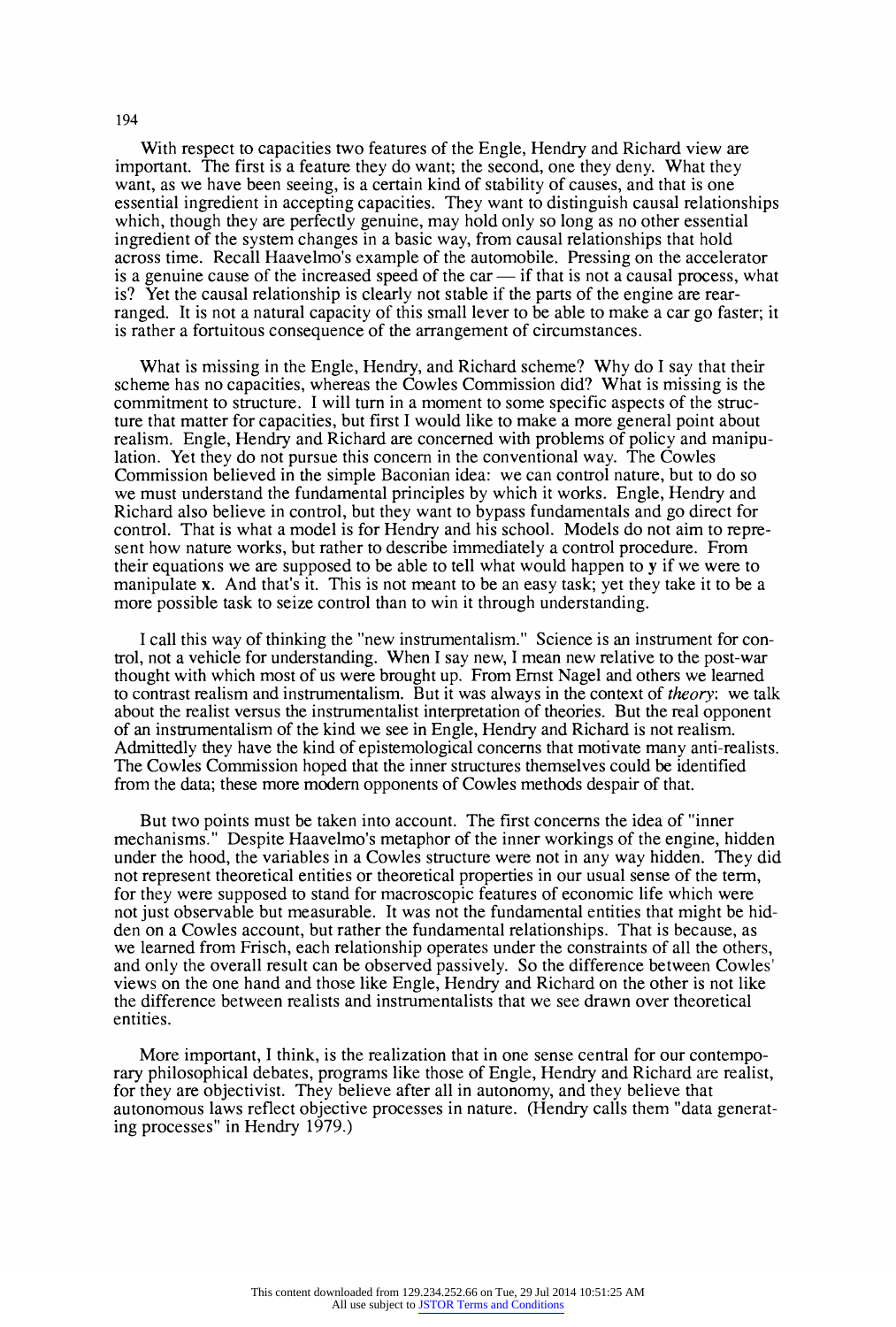With respect to capacities two features of the Engle, Hendry and Richard view are important. The first is a feature they do want; the second, one they deny. What they want, as we have been seeing, is a certain kind of stability of causes, and that is one essential ingredient in accepting capacities. They want to distinguish causal relationships which, though they are perfectly genuine, may hold only so long as no other essential ingredient of the system changes in a basic way, from causal relationships that hold across time. Recall Haavelmo's example of the automobile. Pressing on the accelerator is a genuine cause of the increased speed of the car — if that is not a causal process, what is? Yet the causal relationship is clearly not stable if the parts of the engine are rearranged. It is not a natural capacity of this small lever to be able to make a car go faster; it is rather a fortuitous consequence of the arrangement of circumstances.

What is missing in the Engle, Hendry, and Richard scheme? Why do I say that their scheme has no capacities, whereas the Cowles Commission did? What is missing is the commitment to structure. I will turn in a moment to some specific aspects of the structure that matter for capacities, but first I would like to make a more general point about realism. Engle, Hendry and Richard are concerned with problems of policy and manipulation. Yet they do not pursue this concern in the conventional way. The Cowles Commission believed in the simple Baconian idea: we can control nature, but to do so we must understand the fundamental principles by which it works. Engle, Hendry and Richard also believe in control, but they want to bypass fundamentals and go direct for control. That is what a model is for Hendry and his school. Models do not aim to represent how nature works, but rather to describe immediately a control procedure. From their equations we are supposed to be able to tell what would happen to **y** if we were to manipulate **x**. And that's it. This is not meant to be an easy task; yet they take it to be a more possible task to seize control than to win it through understanding.

I call this way of thinking the "new instrumentalism." Science is an instrument for control, not a vehicle for understanding. When I say new, I mean new relative to the post-war thought with which most of us were brought up. From Ernst Nagel and others we learned to contrast realism and instrumentalism. But it was always in the context of *theory*: we talk about the realist versus the instrumentalist interpretation of theories. But the real opponent of an instrumentalism of the kind we see in Engle, Hendry and Richard is not realism. Admittedly they have the kind of epistemological concerns that motivate many anti-realists. The Cowles Commission hoped that the inner structures themselves could be identified from the data; these more modern opponents of Cowles methods despair of that.

But two points must be taken into account. The first concerns the idea of "inner mechanisms." Despite Haavelmo's metaphor of the inner workings of the engine, hidden under the hood, the variables in a Cowles structure were not in any way hidden. They did not represent theoretical entities or theoretical properties in our usual sense of the term, for they were supposed to stand for macroscopic features of economic life which were not just observable but measurable. It was not the fundamental entities that might be hidden on a Cowles account, but rather the fundamental relationships. That is because, as we learned from Frisch, each relationship operates under the constraints of all the others, and only the overall result can be observed passively. So the difference between Cowles' views on the one hand and those like Engle, Hendry and Richard on the other is not like the difference between realists and instrumentalists that we see drawn over theoretical entities.

More important, I think, is the realization that in one sense central for our contemporary philosophical debates, programs like those of Engle, Hendry and Richard are realist, for they are objectivist. They believe after all in autonomy, and they believe that autonomous laws reflect objective processes in nature. (Hendry calls them "data generating processes" in Hendry 1979.)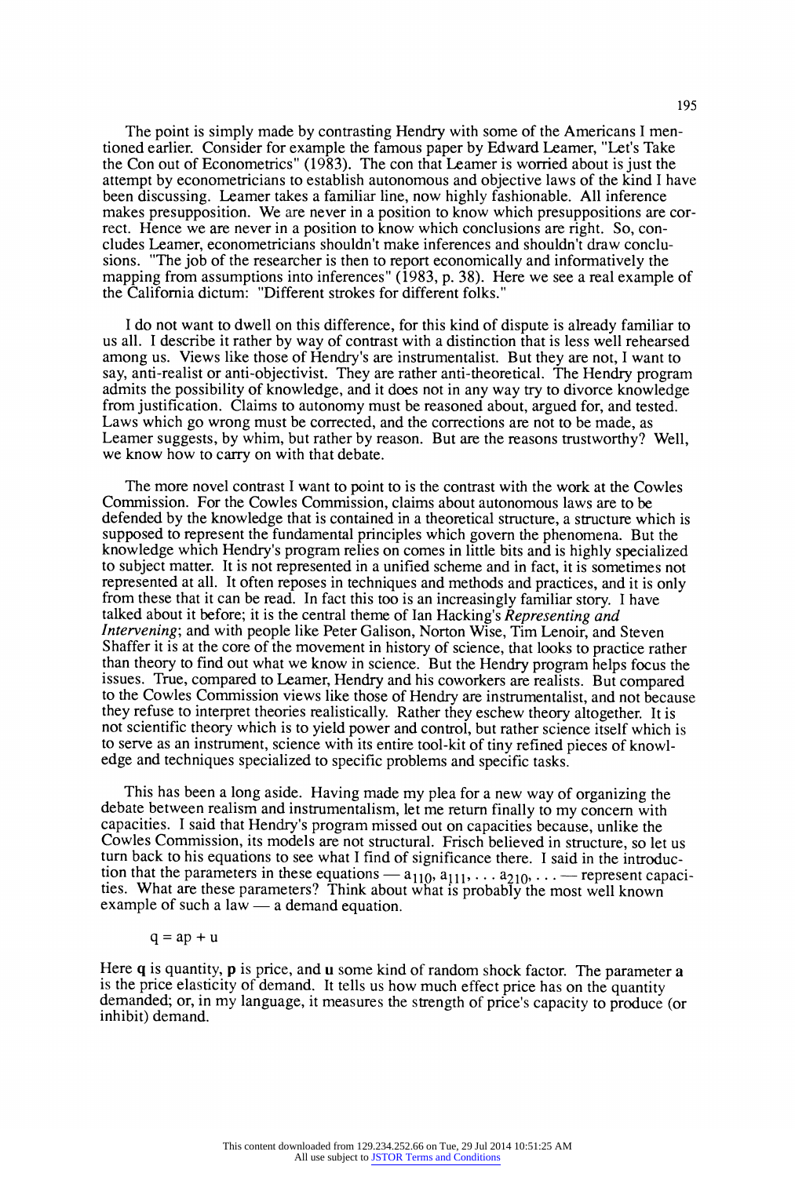The point is simply made by contrasting Hendry with some of the Americans I mentioned earlier. Consider for example the famous paper by Edward Leamer, "Let's Take the Con out of Econometrics" (1983). The con that Leamer is worried about is just the attempt by econometricians to establish autonomous and objective laws of the kind I have been discussing. Leamer takes a familiar line, now highly fashionable. All inference makes presupposition. We are never in a position to know which presuppositions are correct. Hence we are never in a position to know which conclusions are right. So, concludes Leamer, econometricians shouldn't make inferences and shouldn't draw conclusions. "The job of the researcher is then to report economically and informatively the mapping from assumptions into inferences" (1983, p. 38). Here we see a real example of the California dictum: "Different strokes for different folks."

I do not want to dwell on this difference, for this kind of dispute is already familiar to us all. I describe it rather by way of contrast with a distinction that is less well rehearsed among us. Views like those of Hendry's are instrumentalist. But they are not, I want to say, anti-realist or anti-objectivist. They are rather anti-theoretical. The Hendry program admits the possibility of knowledge, and it does not in any way try to divorce knowledge from justification. Claims to autonomy must be reasoned about, argued for, and tested. Laws which go wrong must be corrected, and the corrections are not to be made, as Leamer suggests, by whim, but rather by reason. But are the reasons trustworthy? Well, we know how to carry on with that debate.

The more novel contrast I want to point to is the contrast with the work at the Cowles Commission. For the Cowles Commission, claims about autonomous laws are to be defended by the knowledge that is contained in a theoretical structure, a structure which is supposed to represent the fundamental principles which govern the phenomena. But the knowledge which Hendry's program relies on comes in little bits and is highly specialized to subject matter. It is not represented in a unified scheme and in fact, it is sometimes not represented at all. It often reposes in techniques and methods and practices, and it is only from these that it can be read. In fact this too is an increasingly familiar story. I have talked about it before; it is the central theme of Ian Hacking's *Representing and Intervening*; and with people like Peter Galison, Norton Wise, Tim Lenoir, and Steven Shaffer it is at the core of the movement in history of science, that looks to practice rather than theory to find out what we know in science. But the Hendry program helps focus the issues. True, compared to Leamer, Hendry and his coworkers are realists. But compared to the Cowles Commission views like those of Hendry are instrumentalist, and not because they refuse to interpret theories realistically. Rather they eschew theory altogether. It is not scientific theory which is to yield power and control, but rather science itself which is to serve as an instrument, science with its entire tool-kit of tiny refined pieces of knowledge and techniques specialized to specific problems and specific tasks.

This has been a long aside. Having made my plea for a new way of organizing the debate between realism and instrumentalism, let me return finally to my concern with capacities. I said that Hendry's program missed out on capacities because, unlike the Cowles Commission, its models are not structural. Frisch believed in structure, so let us turn back to his equations to see what I find of significance there. I said in the introduction that the parameters in these equations — $a_{110}$, $a_{111}$, . . . $a_{210}$, . . . — represent capacities. What are these parameters? Think about what is probably the most well known example of such a law — a demand equation.

$$q = ap + u$$

Here **q** is quantity, **p** is price, and **u** some kind of random shock factor. The parameter **a** is the price elasticity of demand. It tells us how much effect price has on the quantity demanded; or, in my language, it measures the strength of price's capacity to produce (or inhibit) demand.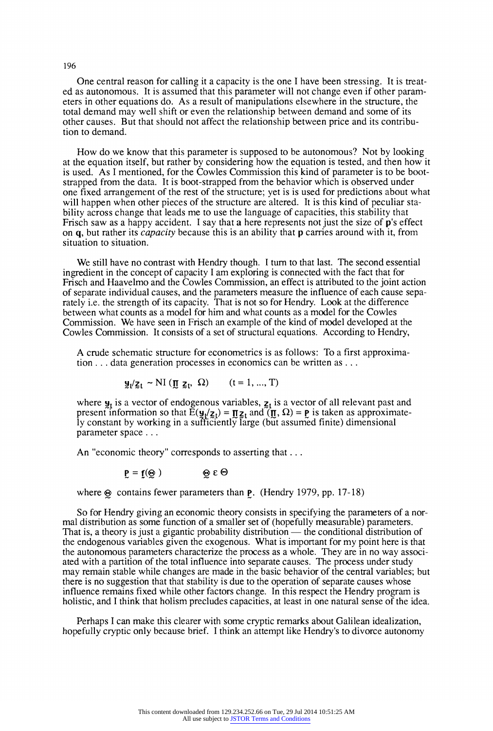One central reason for calling it a capacity is the one I have been stressing. It is treated as autonomous. It is assumed that this parameter will not change even if other parameters in other equations do. As a result of manipulations elsewhere in the structure, the total demand may well shift or even the relationship between demand and some of its other causes. But that should not affect the relationship between price and its contribution to demand.

How do we know that this parameter is supposed to be autonomous? Not by looking at the equation itself, but rather by considering how the equation is tested, and then how it is used. As I mentioned, for the Cowles Commission this kind of parameter is to be bootstrapped from the data. It is boot-strapped from the behavior which is observed under one fixed arrangement of the rest of the structure; yet is is used for predictions about what will happen when other pieces of the structure are altered. It is this kind of peculiar stability across change that leads me to use the language of capacities, this stability that Frisch saw as a happy accident. I say that **a** here represents not just the size of **p**'s effect on **q**, but rather its *capacity* because this is an ability that **p** carries around with it, from situation to situation.

We still have no contrast with Hendry though. I turn to that last. The second essential ingredient in the concept of capacity I am exploring is connected with the fact that for Frisch and Haavelmo and the Cowles Commission, an effect is attributed to the joint action of separate individual causes, and the parameters measure the influence of each cause separately i.e. the strength of its capacity. That is not so for Hendry. Look at the difference between what counts as a model for him and what counts as a model for the Cowles Commission. We have seen in Frisch an example of the kind of model developed at the Cowles Commission. It consists of a set of structural equations. According to Hendry,

> A crude schematic structure for econometrics is as follows: To a first approximation . . . data generation processes in economics can be written as . . .
>
> $$\underset{\sim}{y}_t/\underset{\sim}{z}_t \sim \mathrm{NI}\,(\underset{\sim}{\Pi}\ \underset{\sim}{z}_t,\ \Omega) \qquad (t = 1, ..., T)$$
>
> where $\underset{\sim}{y}_t$ is a vector of endogenous variables, $\underset{\sim}{z}_t$ is a vector of all relevant past and present information so that $\mathrm{E}(\underset{\sim}{y}_t/\underset{\sim}{z}_t) = \underset{\sim}{\Pi}\underset{\sim}{z}_t$ and $(\underset{\sim}{\Pi}, \Omega) = \underset{\sim}{p}$ is taken as approximately constant by working in a sufficiently large (but assumed finite) dimensional parameter space . . .
>
> An "economic theory" corresponds to asserting that . . .
>
> $$\underset{\sim}{p} = \underset{\sim}{f}(\underset{\sim}{\otimes}) \qquad\qquad \underset{\sim}{\otimes} \in \Theta$$
>
> where $\underset{\sim}{\otimes}$ contains fewer parameters than $\underset{\sim}{p}$. (Hendry 1979, pp. 17-18)

So for Hendry giving an economic theory consists in specifying the parameters of a normal distribution as some function of a smaller set of (hopefully measurable) parameters. That is, a theory is just a gigantic probability distribution — the conditional distribution of the endogenous variables given the exogenous. What is important for my point here is that the autonomous parameters characterize the process as a whole. They are in no way associated with a partition of the total influence into separate causes. The process under study may remain stable while changes are made in the basic behavior of the central variables; but there is no suggestion that that stability is due to the operation of separate causes whose influence remains fixed while other factors change. In this respect the Hendry program is holistic, and I think that holism precludes capacities, at least in one natural sense of the idea.

Perhaps I can make this clearer with some cryptic remarks about Galilean idealization, hopefully cryptic only because brief. I think an attempt like Hendry's to divorce autonomy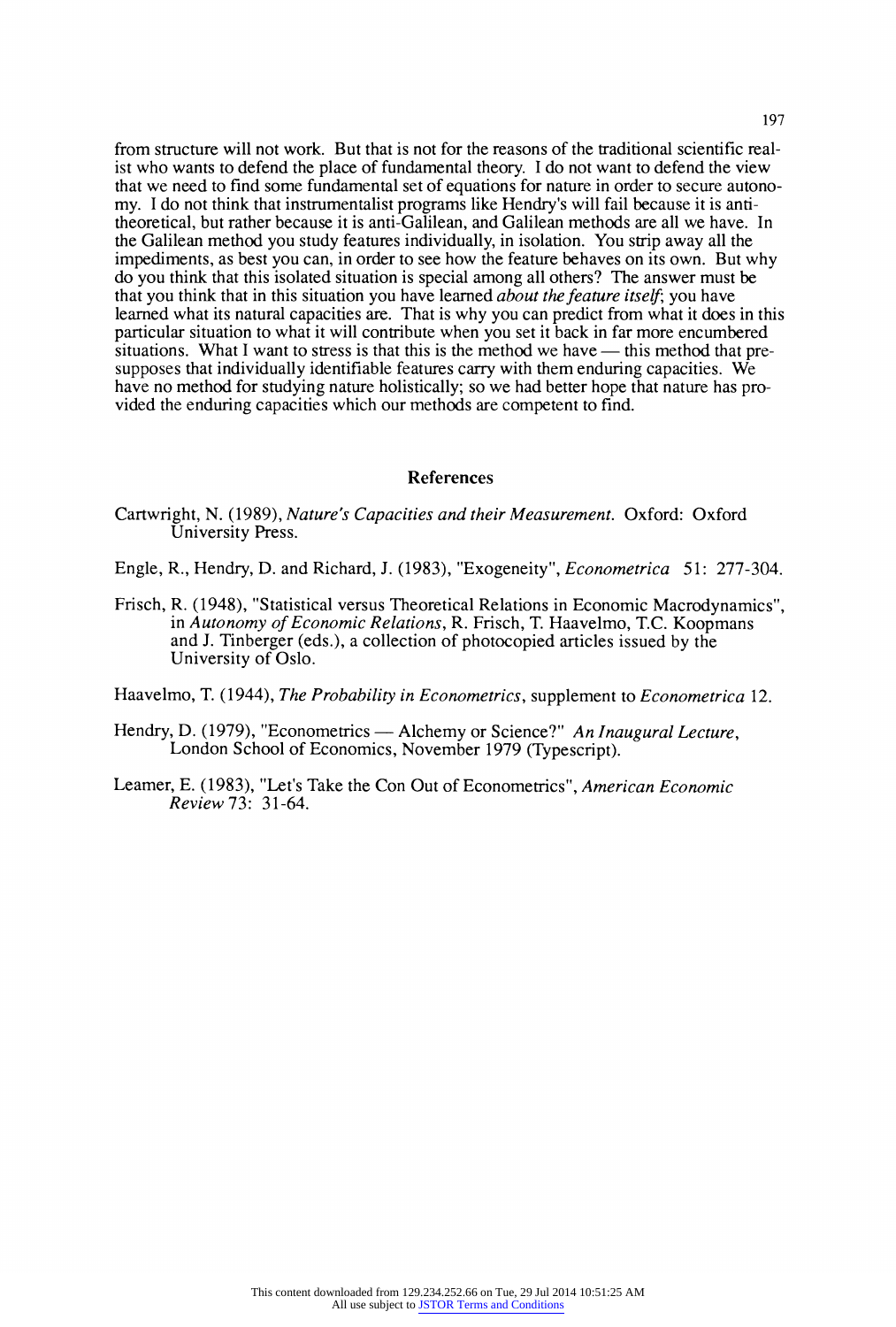from structure will not work. But that is not for the reasons of the traditional scientific realist who wants to defend the place of fundamental theory. I do not want to defend the view that we need to find some fundamental set of equations for nature in order to secure autonomy. I do not think that instrumentalist programs like Hendry's will fail because it is anti-theoretical, but rather because it is anti-Galilean, and Galilean methods are all we have. In the Galilean method you study features individually, in isolation. You strip away all the impediments, as best you can, in order to see how the feature behaves on its own. But why do you think that this isolated situation is special among all others? The answer must be that you think that in this situation you have learned *about the feature itself*; you have learned what its natural capacities are. That is why you can predict from what it does in this particular situation to what it will contribute when you set it back in far more encumbered situations. What I want to stress is that this is the method we have — this method that presupposes that individually identifiable features carry with them enduring capacities. We have no method for studying nature holistically; so we had better hope that nature has provided the enduring capacities which our methods are competent to find.

## References

Cartwright, N. (1989), *Nature's Capacities and their Measurement*. Oxford: Oxford University Press.

Engle, R., Hendry, D. and Richard, J. (1983), "Exogeneity", *Econometrica* 51: 277-304.

Frisch, R. (1948), "Statistical versus Theoretical Relations in Economic Macrodynamics", in *Autonomy of Economic Relations*, R. Frisch, T. Haavelmo, T.C. Koopmans and J. Tinberger (eds.), a collection of photocopied articles issued by the University of Oslo.

Haavelmo, T. (1944), *The Probability in Econometrics*, supplement to *Econometrica* 12.

Hendry, D. (1979), "Econometrics — Alchemy or Science?" *An Inaugural Lecture*, London School of Economics, November 1979 (Typescript).

Leamer, E. (1983), "Let's Take the Con Out of Econometrics", *American Economic Review* 73: 31-64.